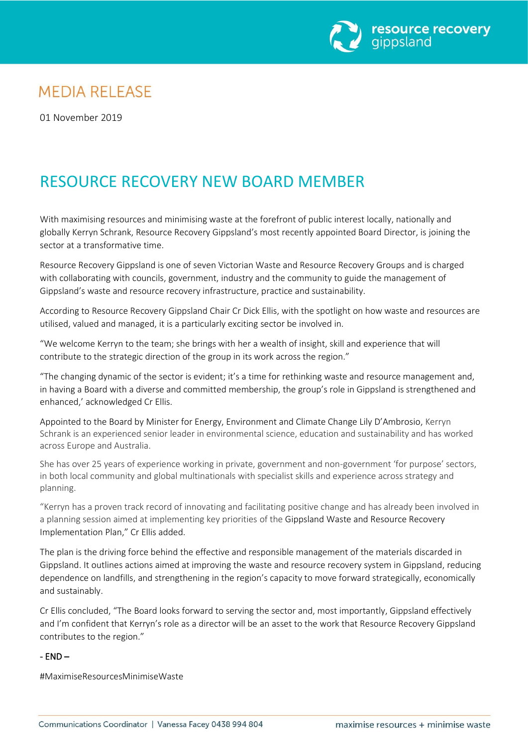# MEDIA RELEASE

01 November 2019

## RESOURCE RECOVERY NEW BOARD MEMBER

With maximising resources and minimising waste at the forefront of public interest locally, nationally and globally Kerryn Schrank, Resource Recovery Gippsland's most recently appointed Board Director, is joining the sector at a transformative time.

Resource Recovery Gippsland is one of seven Victorian Waste and Resource Recovery Groups and is charged with collaborating with councils, government, industry and the community to guide the management of Gippsland's waste and resource recovery infrastructure, practice and sustainability.

According to Resource Recovery Gippsland Chair Cr Dick Ellis, with the spotlight on how waste and resources are utilised, valued and managed, it is a particularly exciting sector be involved in.

"We welcome Kerryn to the team; she brings with her a wealth of insight, skill and experience that will contribute to the strategic direction of the group in its work across the region."

"The changing dynamic of the sector is evident; it's a time for rethinking waste and resource management and, in having a Board with a diverse and committed membership, the group's role in Gippsland is strengthened and enhanced,' acknowledged Cr Ellis.

Appointed to the Board by Minister for Energy, Environment and Climate Change Lily D'Ambrosio, Kerryn Schrank is an experienced senior leader in environmental science, education and sustainability and has worked across Europe and Australia.

She has over 25 years of experience working in private, government and non-government 'for purpose' sectors, in both local community and global multinationals with specialist skills and experience across strategy and planning.

"Kerryn has a proven track record of innovating and facilitating positive change and has already been involved in a planning session aimed at implementing key priorities of the Gippsland Waste and Resource Recovery Implementation Plan," Cr Ellis added.

The plan is the driving force behind the effective and responsible management of the materials discarded in Gippsland. It outlines actions aimed at improving the waste and resource recovery system in Gippsland, reducing dependence on landfills, and strengthening in the region's capacity to move forward strategically, economically and sustainably.

Cr Ellis concluded, "The Board looks forward to serving the sector and, most importantly, Gippsland effectively and I'm confident that Kerryn's role as a director will be an asset to the work that Resource Recovery Gippsland contributes to the region."

**- END –**

#MaximiseResourcesMinimiseWaste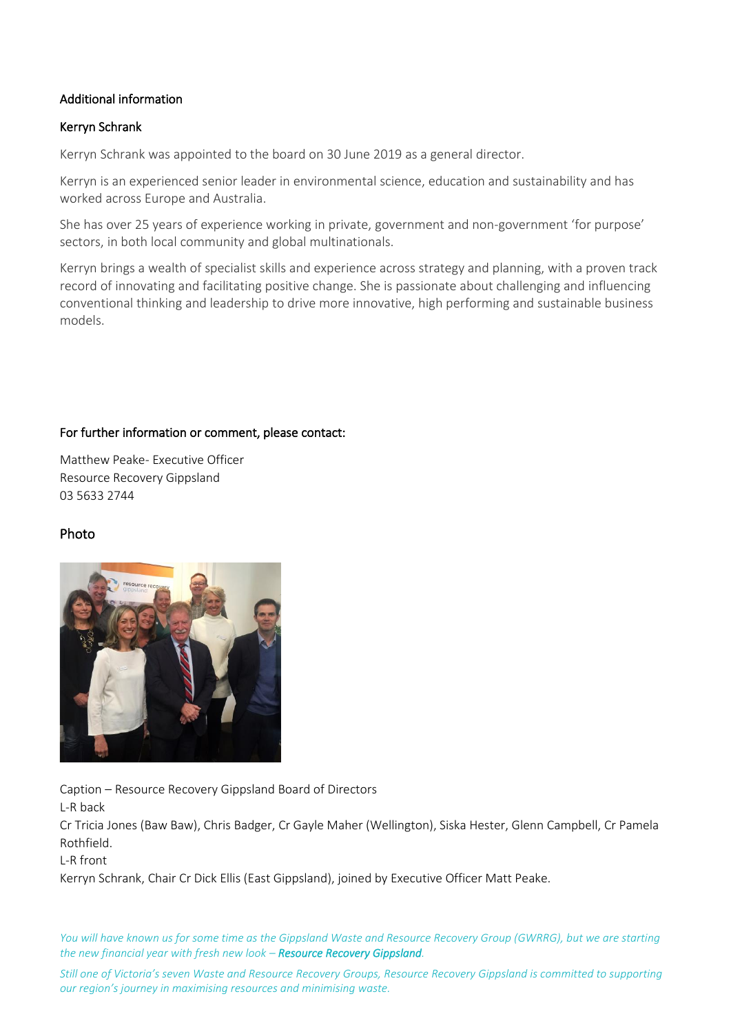### Additional information

### Kerryn Schrank

Kerryn Schrank was appointed to the board on 30 June 2019 as a general director.

Kerryn is an experienced senior leader in environmental science, education and sustainability and has worked across Europe and Australia.

She has over 25 years of experience working in private, government and non-government 'for purpose' sectors, in both local community and global multinationals.

Kerryn brings a wealth of specialist skills and experience across strategy and planning, with a proven track record of innovating and facilitating positive change. She is passionate about challenging and influencing conventional thinking and leadership to drive more innovative, high performing and sustainable business models.

### For further information or comment, please contact:

Matthew Peake- Executive Officer
Resource Recovery Gippsland
03 5633 2744

## Photo

Caption – Resource Recovery Gippsland Board of Directors
L-R back
Cr Tricia Jones (Baw Baw), Chris Badger, Cr Gayle Maher (Wellington), Siska Hester, Glenn Campbell, Cr Pamela Rothfield.
L-R front
Kerryn Schrank, Chair Cr Dick Ellis (East Gippsland), joined by Executive Officer Matt Peake.

*You will have known us for some time as the Gippsland Waste and Resource Recovery Group (GWRRG), but we are starting the new financial year with fresh new look – **Resource Recovery Gippsland**.*

*Still one of Victoria's seven Waste and Resource Recovery Groups, Resource Recovery Gippsland is committed to supporting our region's journey in maximising resources and minimising waste.*